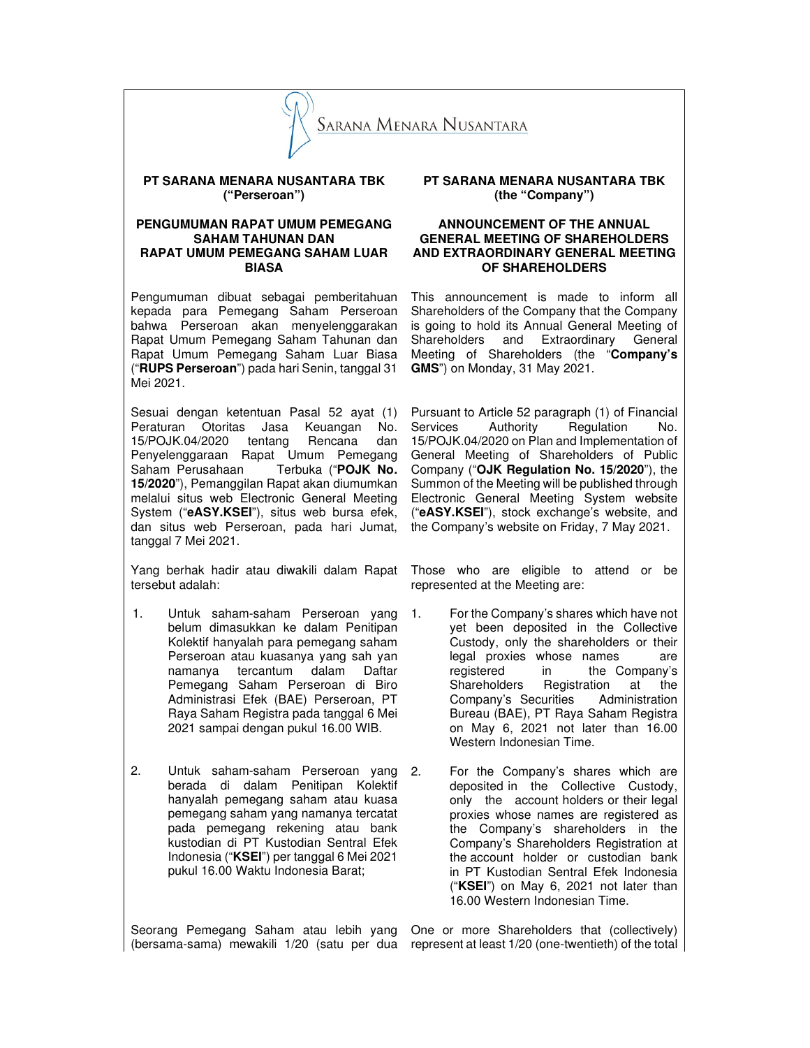SARANA MENARA NUSANTARA

**PT SARANA MENARA NUSANTARA TBK**
**("Perseroan")**

## PENGUMUMAN RAPAT UMUM PEMEGANG SAHAM TAHUNAN DAN RAPAT UMUM PEMEGANG SAHAM LUAR BIASA

Pengumuman dibuat sebagai pemberitahuan kepada para Pemegang Saham Perseroan bahwa Perseroan akan menyelenggarakan Rapat Umum Pemegang Saham Tahunan dan Rapat Umum Pemegang Saham Luar Biasa ("**RUPS Perseroan**") pada hari Senin, tanggal 31 Mei 2021.

Sesuai dengan ketentuan Pasal 52 ayat (1) Peraturan Otoritas Jasa Keuangan No. 15/POJK.04/2020 tentang Rencana dan Penyelenggaraan Rapat Umum Pemegang Saham Perusahaan Terbuka ("**POJK No. 15/2020**"), Pemanggilan Rapat akan diumumkan melalui situs web Electronic General Meeting System ("**eASY.KSEI**"), situs web bursa efek, dan situs web Perseroan, pada hari Jumat, tanggal 7 Mei 2021.

Yang berhak hadir atau diwakili dalam Rapat tersebut adalah:

1. Untuk saham-saham Perseroan yang belum dimasukkan ke dalam Penitipan Kolektif hanyalah para pemegang saham Perseroan atau kuasanya yang sah yan namanya tercantum dalam Daftar Pemegang Saham Perseroan di Biro Administrasi Efek (BAE) Perseroan, PT Raya Saham Registra pada tanggal 6 Mei 2021 sampai dengan pukul 16.00 WIB.

2. Untuk saham-saham Perseroan yang berada di dalam Penitipan Kolektif hanyalah pemegang saham atau kuasa pemegang saham yang namanya tercatat pada pemegang rekening atau bank kustodian di PT Kustodian Sentral Efek Indonesia ("**KSEI**") per tanggal 6 Mei 2021 pukul 16.00 Waktu Indonesia Barat;

Seorang Pemegang Saham atau lebih yang (bersama-sama) mewakili 1/20 (satu per dua

**PT SARANA MENARA NUSANTARA TBK**
**(the "Company")**

## ANNOUNCEMENT OF THE ANNUAL GENERAL MEETING OF SHAREHOLDERS AND EXTRAORDINARY GENERAL MEETING OF SHAREHOLDERS

This announcement is made to inform all Shareholders of the Company that the Company is going to hold its Annual General Meeting of Shareholders and Extraordinary General Meeting of Shareholders (the "**Company's GMS**") on Monday, 31 May 2021.

Pursuant to Article 52 paragraph (1) of Financial Services Authority Regulation No. 15/POJK.04/2020 on Plan and Implementation of General Meeting of Shareholders of Public Company ("**OJK Regulation No. 15/2020**"), the Summon of the Meeting will be published through Electronic General Meeting System website ("**eASY.KSEI**"), stock exchange's website, and the Company's website on Friday, 7 May 2021.

Those who are eligible to attend or be represented at the Meeting are:

1. For the Company's shares which have not yet been deposited in the Collective Custody, only the shareholders or their legal proxies whose names are registered in the Company's Shareholders Registration at the Company's Securities Administration Bureau (BAE), PT Raya Saham Registra on May 6, 2021 not later than 16.00 Western Indonesian Time.

2. For the Company's shares which are deposited in the Collective Custody, only the account holders or their legal proxies whose names are registered as the Company's shareholders in the Company's Shareholders Registration at the account holder or custodian bank in PT Kustodian Sentral Efek Indonesia ("**KSEI**") on May 6, 2021 not later than 16.00 Western Indonesian Time.

One or more Shareholders that (collectively) represent at least 1/20 (one-twentieth) of the total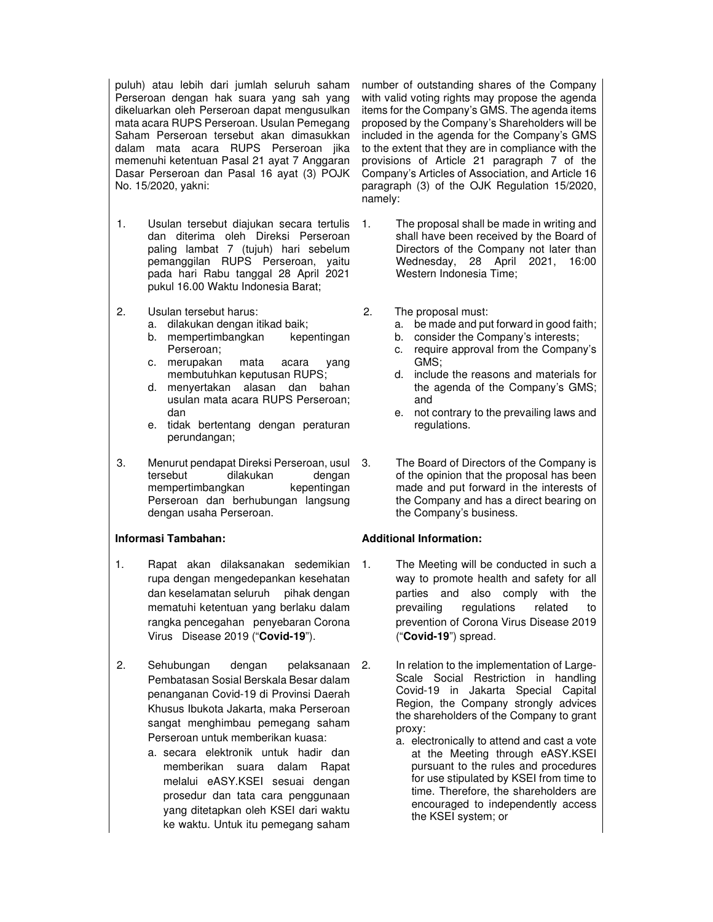puluh) atau lebih dari jumlah seluruh saham Perseroan dengan hak suara yang sah yang dikeluarkan oleh Perseroan dapat mengusulkan mata acara RUPS Perseroan. Usulan Pemegang Saham Perseroan tersebut akan dimasukkan dalam mata acara RUPS Perseroan jika memenuhi ketentuan Pasal 21 ayat 7 Anggaran Dasar Perseroan dan Pasal 16 ayat (3) POJK No. 15/2020, yakni:

1. Usulan tersebut diajukan secara tertulis dan diterima oleh Direksi Perseroan paling lambat 7 (tujuh) hari sebelum pemanggilan RUPS Perseroan, yaitu pada hari Rabu tanggal 28 April 2021 pukul 16.00 Waktu Indonesia Barat;

2. Usulan tersebut harus:
   a. dilakukan dengan itikad baik;
   b. mempertimbangkan kepentingan Perseroan;
   c. merupakan mata acara yang membutuhkan keputusan RUPS;
   d. menyertakan alasan dan bahan usulan mata acara RUPS Perseroan; dan
   e. tidak bertentang dengan peraturan perundangan;

3. Menurut pendapat Direksi Perseroan, usul tersebut dilakukan dengan mempertimbangkan kepentingan Perseroan dan berhubungan langsung dengan usaha Perseroan.

**Informasi Tambahan:**

1. Rapat akan dilaksanakan sedemikian rupa dengan mengedepankan kesehatan dan keselamatan seluruh pihak dengan mematuhi ketentuan yang berlaku dalam rangka pencegahan penyebaran Corona Virus Disease 2019 ("**Covid-19**").

2. Sehubungan dengan pelaksanaan Pembatasan Sosial Berskala Besar dalam penanganan Covid-19 di Provinsi Daerah Khusus Ibukota Jakarta, maka Perseroan sangat menghimbau pemegang saham Perseroan untuk memberikan kuasa:
   a. secara elektronik untuk hadir dan memberikan suara dalam Rapat melalui eASY.KSEI sesuai dengan prosedur dan tata cara penggunaan yang ditetapkan oleh KSEI dari waktu ke waktu. Untuk itu pemegang saham

number of outstanding shares of the Company with valid voting rights may propose the agenda items for the Company's GMS. The agenda items proposed by the Company's Shareholders will be included in the agenda for the Company's GMS to the extent that they are in compliance with the provisions of Article 21 paragraph 7 of the Company's Articles of Association, and Article 16 paragraph (3) of the OJK Regulation 15/2020, namely:

1. The proposal shall be made in writing and shall have been received by the Board of Directors of the Company not later than Wednesday, 28 April 2021, 16:00 Western Indonesia Time;

2. The proposal must:
   a. be made and put forward in good faith;
   b. consider the Company's interests;
   c. require approval from the Company's GMS;
   d. include the reasons and materials for the agenda of the Company's GMS; and
   e. not contrary to the prevailing laws and regulations.

3. The Board of Directors of the Company is of the opinion that the proposal has been made and put forward in the interests of the Company and has a direct bearing on the Company's business.

**Additional Information:**

1. The Meeting will be conducted in such a way to promote health and safety for all parties and also comply with the prevailing regulations related to prevention of Corona Virus Disease 2019 ("**Covid-19**") spread.

2. In relation to the implementation of Large-Scale Social Restriction in handling Covid-19 in Jakarta Special Capital Region, the Company strongly advices the shareholders of the Company to grant proxy:
   a. electronically to attend and cast a vote at the Meeting through eASY.KSEI pursuant to the rules and procedures for use stipulated by KSEI from time to time. Therefore, the shareholders are encouraged to independently access the KSEI system; or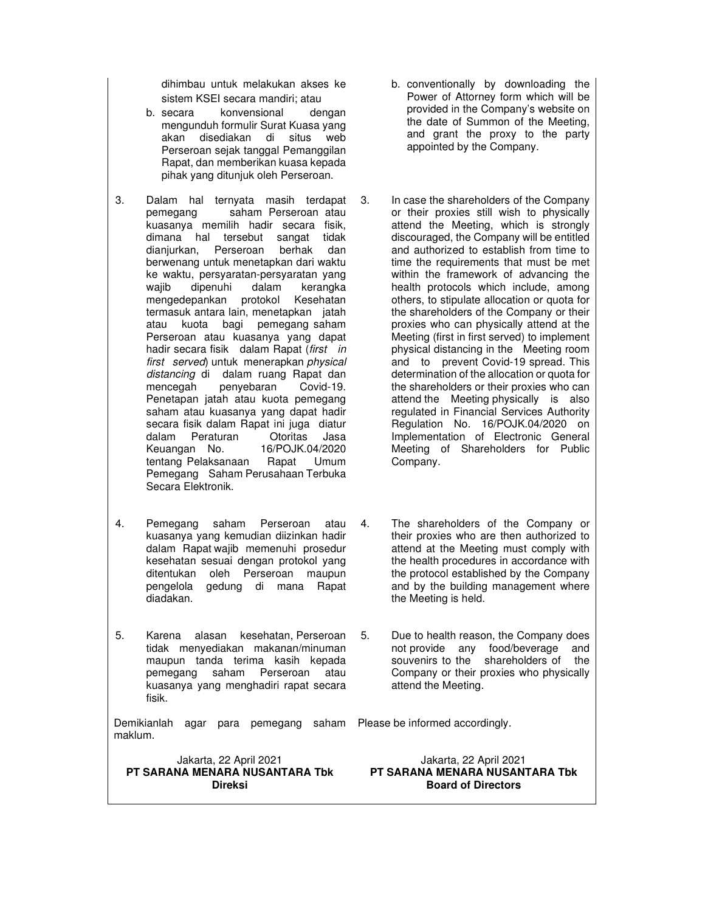dihimbau untuk melakukan akses ke sistem KSEI secara mandiri; atau

b. secara konvensional dengan mengunduh formulir Surat Kuasa yang akan disediakan di situs web Perseroan sejak tanggal Pemanggilan Rapat, dan memberikan kuasa kepada pihak yang ditunjuk oleh Perseroan.

3. Dalam hal ternyata masih terdapat pemegang saham Perseroan atau kuasanya memilih hadir secara fisik, dimana hal tersebut sangat tidak dianjurkan, Perseroan berhak dan berwenang untuk menetapkan dari waktu ke waktu, persyaratan-persyaratan yang wajib dipenuhi dalam kerangka mengedepankan protokol Kesehatan termasuk antara lain, menetapkan jatah atau kuota bagi pemegang saham Perseroan atau kuasanya yang dapat hadir secara fisik dalam Rapat (*first in first served*) untuk menerapkan *physical distancing* di dalam ruang Rapat dan mencegah penyebaran Covid-19. Penetapan jatah atau kuota pemegang saham atau kuasanya yang dapat hadir secara fisik dalam Rapat ini juga diatur dalam Peraturan Otoritas Jasa Keuangan No. 16/POJK.04/2020 tentang Pelaksanaan Rapat Umum Pemegang Saham Perusahaan Terbuka Secara Elektronik.

4. Pemegang saham Perseroan atau kuasanya yang kemudian diizinkan hadir dalam Rapat wajib memenuhi prosedur kesehatan sesuai dengan protokol yang ditentukan oleh Perseroan maupun pengelola gedung di mana Rapat diadakan.

5. Karena alasan kesehatan, Perseroan tidak menyediakan makanan/minuman maupun tanda terima kasih kepada pemegang saham Perseroan atau kuasanya yang menghadiri rapat secara fisik.

Demikianlah agar para pemegang saham maklum.

Jakarta, 22 April 2021
**PT SARANA MENARA NUSANTARA Tbk**
**Direksi**

---

b. conventionally by downloading the Power of Attorney form which will be provided in the Company's website on the date of Summon of the Meeting, and grant the proxy to the party appointed by the Company.

3. In case the shareholders of the Company or their proxies still wish to physically attend the Meeting, which is strongly discouraged, the Company will be entitled and authorized to establish from time to time the requirements that must be met within the framework of advancing the health protocols which include, among others, to stipulate allocation or quota for the shareholders of the Company or their proxies who can physically attend at the Meeting (first in first served) to implement physical distancing in the Meeting room and to prevent Covid-19 spread. This determination of the allocation or quota for the shareholders or their proxies who can attend the Meeting physically is also regulated in Financial Services Authority Regulation No. 16/POJK.04/2020 on Implementation of Electronic General Meeting of Shareholders for Public Company.

4. The shareholders of the Company or their proxies who are then authorized to attend at the Meeting must comply with the health procedures in accordance with the protocol established by the Company and by the building management where the Meeting is held.

5. Due to health reason, the Company does not provide any food/beverage and souvenirs to the shareholders of the Company or their proxies who physically attend the Meeting.

Please be informed accordingly.

Jakarta, 22 April 2021
**PT SARANA MENARA NUSANTARA Tbk**
**Board of Directors**